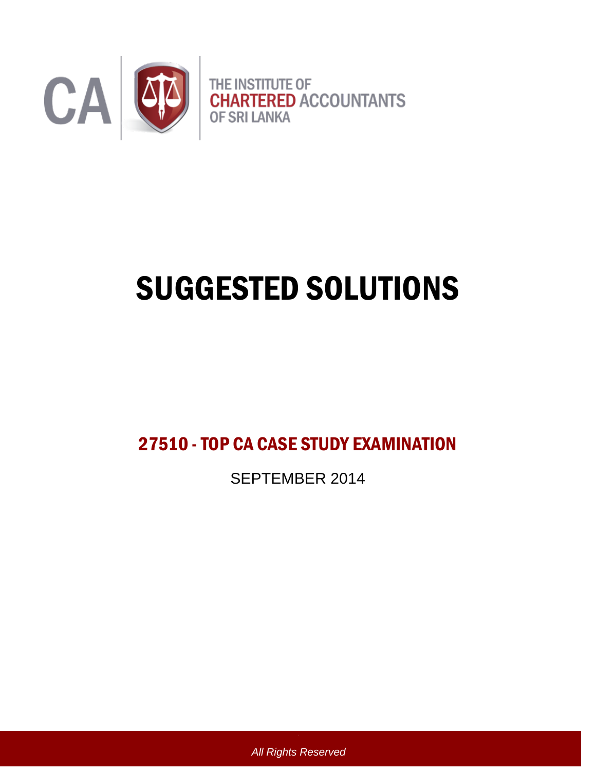CA

THE INSTITUTE OF
CHARTERED ACCOUNTANTS
OF SRI LANKA

# SUGGESTED SOLUTIONS

## 27510 - TOP CA CASE STUDY EXAMINATION

SEPTEMBER 2014

*All Rights Reserved*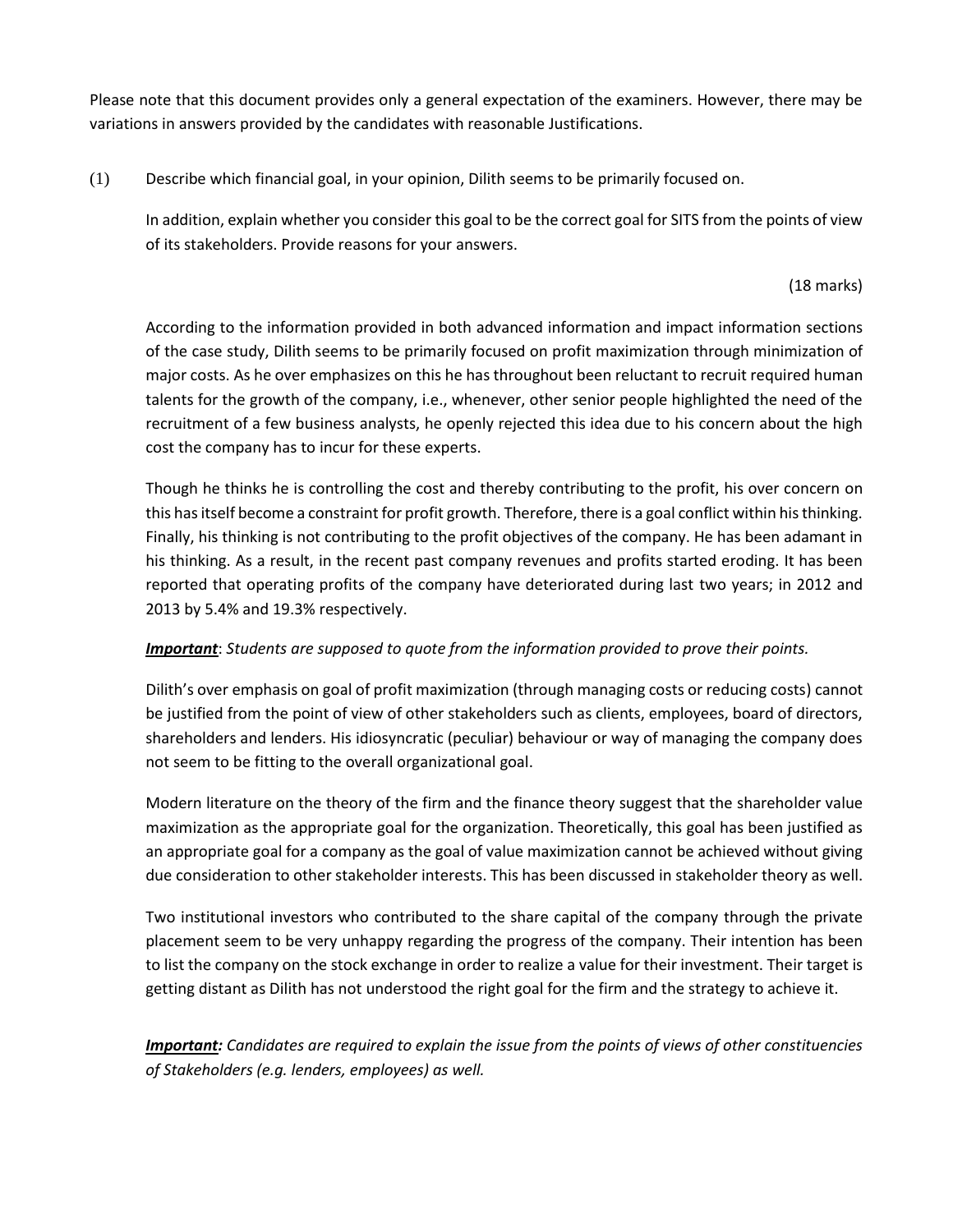Please note that this document provides only a general expectation of the examiners. However, there may be variations in answers provided by the candidates with reasonable Justifications.

(1) Describe which financial goal, in your opinion, Dilith seems to be primarily focused on.

In addition, explain whether you consider this goal to be the correct goal for SITS from the points of view of its stakeholders. Provide reasons for your answers.

(18 marks)

According to the information provided in both advanced information and impact information sections of the case study, Dilith seems to be primarily focused on profit maximization through minimization of major costs. As he over emphasizes on this he has throughout been reluctant to recruit required human talents for the growth of the company, i.e., whenever, other senior people highlighted the need of the recruitment of a few business analysts, he openly rejected this idea due to his concern about the high cost the company has to incur for these experts.

Though he thinks he is controlling the cost and thereby contributing to the profit, his over concern on this has itself become a constraint for profit growth. Therefore, there is a goal conflict within his thinking. Finally, his thinking is not contributing to the profit objectives of the company. He has been adamant in his thinking. As a result, in the recent past company revenues and profits started eroding. It has been reported that operating profits of the company have deteriorated during last two years; in 2012 and 2013 by 5.4% and 19.3% respectively.

***Important***: *Students are supposed to quote from the information provided to prove their points.*

Dilith's over emphasis on goal of profit maximization (through managing costs or reducing costs) cannot be justified from the point of view of other stakeholders such as clients, employees, board of directors, shareholders and lenders. His idiosyncratic (peculiar) behaviour or way of managing the company does not seem to be fitting to the overall organizational goal.

Modern literature on the theory of the firm and the finance theory suggest that the shareholder value maximization as the appropriate goal for the organization. Theoretically, this goal has been justified as an appropriate goal for a company as the goal of value maximization cannot be achieved without giving due consideration to other stakeholder interests. This has been discussed in stakeholder theory as well.

Two institutional investors who contributed to the share capital of the company through the private placement seem to be very unhappy regarding the progress of the company. Their intention has been to list the company on the stock exchange in order to realize a value for their investment. Their target is getting distant as Dilith has not understood the right goal for the firm and the strategy to achieve it.

***Important:*** *Candidates are required to explain the issue from the points of views of other constituencies of Stakeholders (e.g. lenders, employees) as well.*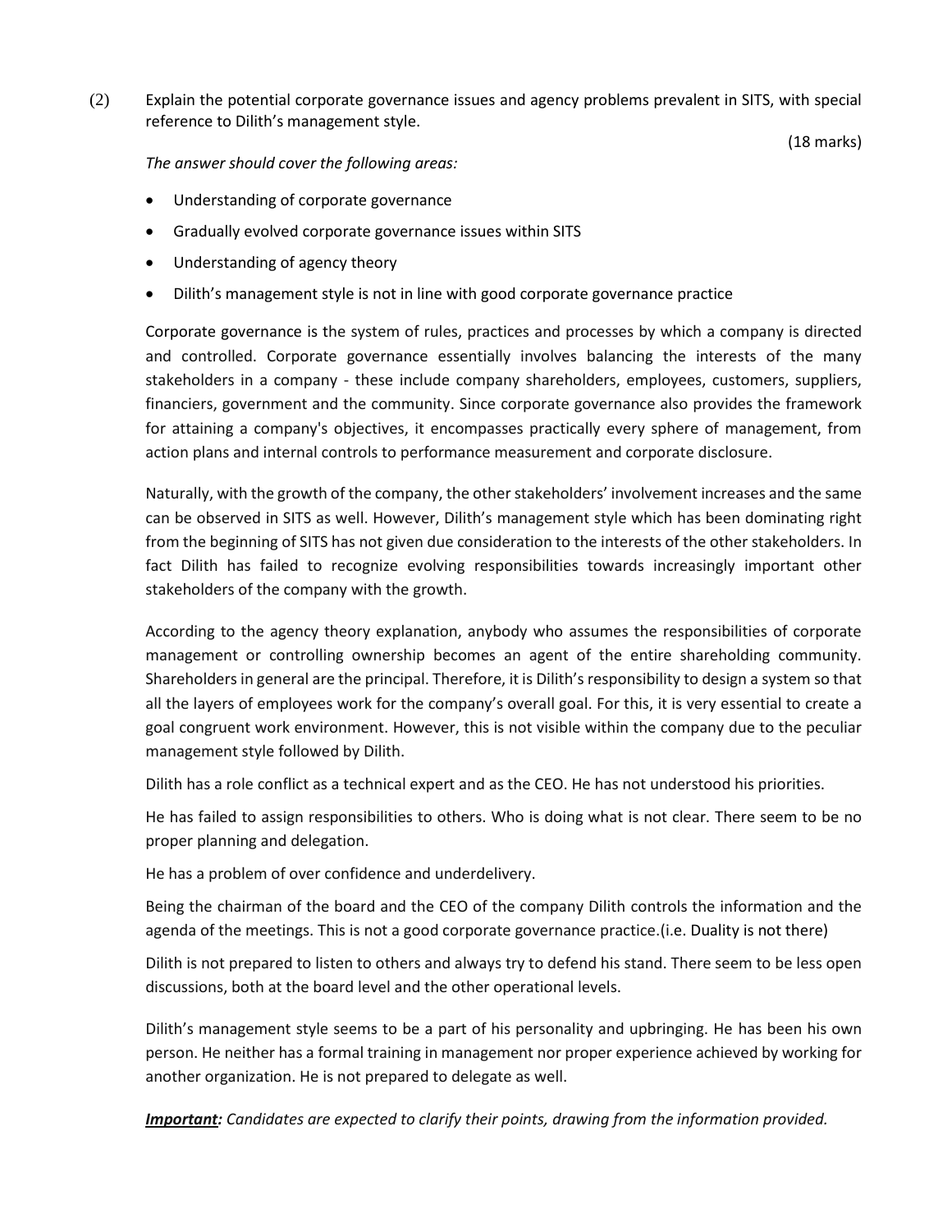(2) Explain the potential corporate governance issues and agency problems prevalent in SITS, with special reference to Dilith's management style.

(18 marks)

*The answer should cover the following areas:*

- Understanding of corporate governance
- Gradually evolved corporate governance issues within SITS
- Understanding of agency theory
- Dilith's management style is not in line with good corporate governance practice

Corporate governance is the system of rules, practices and processes by which a company is directed and controlled. Corporate governance essentially involves balancing the interests of the many stakeholders in a company - these include company shareholders, employees, customers, suppliers, financiers, government and the community. Since corporate governance also provides the framework for attaining a company's objectives, it encompasses practically every sphere of management, from action plans and internal controls to performance measurement and corporate disclosure.

Naturally, with the growth of the company, the other stakeholders' involvement increases and the same can be observed in SITS as well. However, Dilith's management style which has been dominating right from the beginning of SITS has not given due consideration to the interests of the other stakeholders. In fact Dilith has failed to recognize evolving responsibilities towards increasingly important other stakeholders of the company with the growth.

According to the agency theory explanation, anybody who assumes the responsibilities of corporate management or controlling ownership becomes an agent of the entire shareholding community. Shareholders in general are the principal. Therefore, it is Dilith's responsibility to design a system so that all the layers of employees work for the company's overall goal. For this, it is very essential to create a goal congruent work environment. However, this is not visible within the company due to the peculiar management style followed by Dilith.

Dilith has a role conflict as a technical expert and as the CEO. He has not understood his priorities.

He has failed to assign responsibilities to others. Who is doing what is not clear. There seem to be no proper planning and delegation.

He has a problem of over confidence and underdelivery.

Being the chairman of the board and the CEO of the company Dilith controls the information and the agenda of the meetings. This is not a good corporate governance practice.(i.e. Duality is not there)

Dilith is not prepared to listen to others and always try to defend his stand. There seem to be less open discussions, both at the board level and the other operational levels.

Dilith's management style seems to be a part of his personality and upbringing. He has been his own person. He neither has a formal training in management nor proper experience achieved by working for another organization. He is not prepared to delegate as well.

***Important:*** *Candidates are expected to clarify their points, drawing from the information provided.*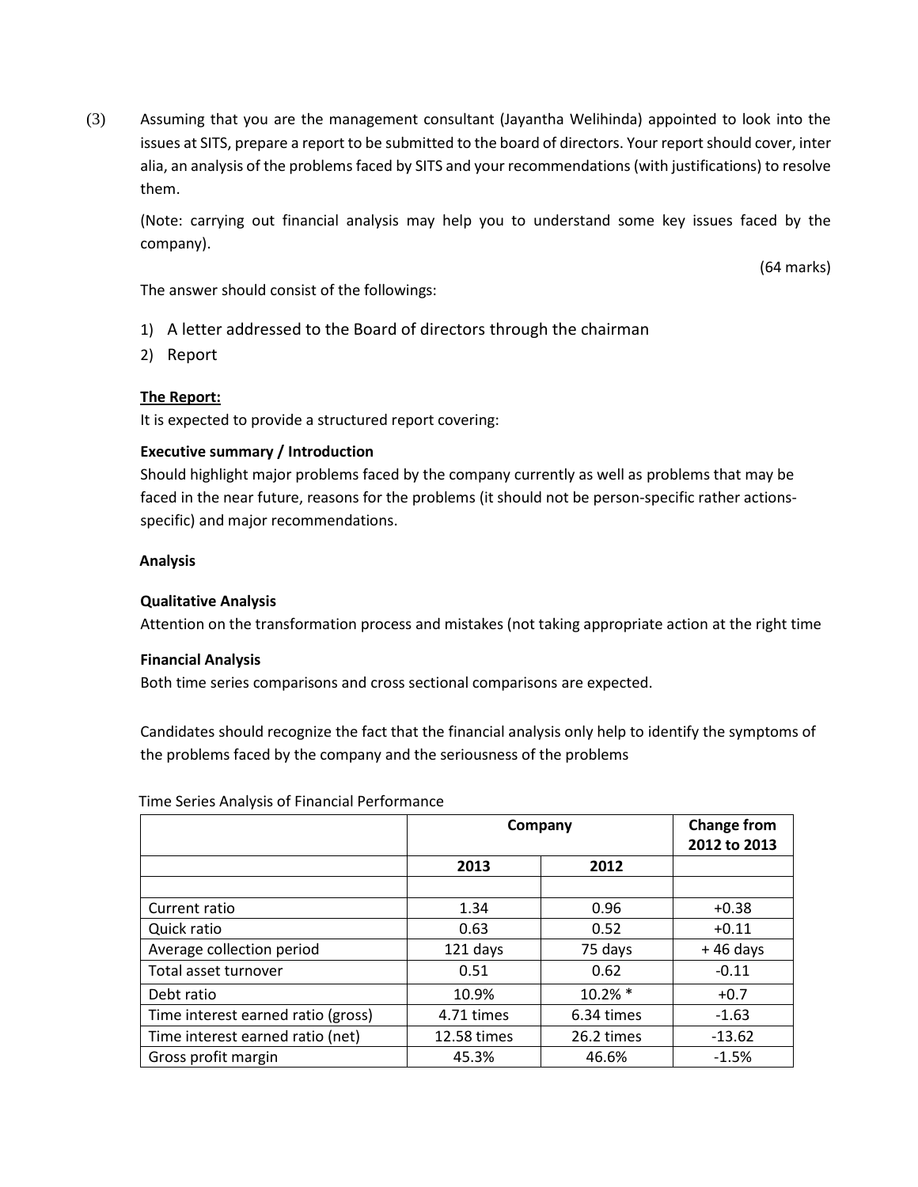(3) Assuming that you are the management consultant (Jayantha Welihinda) appointed to look into the issues at SITS, prepare a report to be submitted to the board of directors. Your report should cover, inter alia, an analysis of the problems faced by SITS and your recommendations (with justifications) to resolve them.

(Note: carrying out financial analysis may help you to understand some key issues faced by the company).

(64 marks)

The answer should consist of the followings:

1) A letter addressed to the Board of directors through the chairman
2) Report

**The Report:**

It is expected to provide a structured report covering:

**Executive summary / Introduction**

Should highlight major problems faced by the company currently as well as problems that may be faced in the near future, reasons for the problems (it should not be person-specific rather actions-specific) and major recommendations.

**Analysis**

**Qualitative Analysis**

Attention on the transformation process and mistakes (not taking appropriate action at the right time

**Financial Analysis**

Both time series comparisons and cross sectional comparisons are expected.

Candidates should recognize the fact that the financial analysis only help to identify the symptoms of the problems faced by the company and the seriousness of the problems

Time Series Analysis of Financial Performance

| | Company | | Change from 2012 to 2013 |
|---|---|---|---|
| | 2013 | 2012 | |
| | | | |
| Current ratio | 1.34 | 0.96 | +0.38 |
| Quick ratio | 0.63 | 0.52 | +0.11 |
| Average collection period | 121 days | 75 days | + 46 days |
| Total asset turnover | 0.51 | 0.62 | -0.11 |
| Debt ratio | 10.9% | 10.2% * | +0.7 |
| Time interest earned ratio (gross) | 4.71 times | 6.34 times | -1.63 |
| Time interest earned ratio (net) | 12.58 times | 26.2 times | -13.62 |
| Gross profit margin | 45.3% | 46.6% | -1.5% |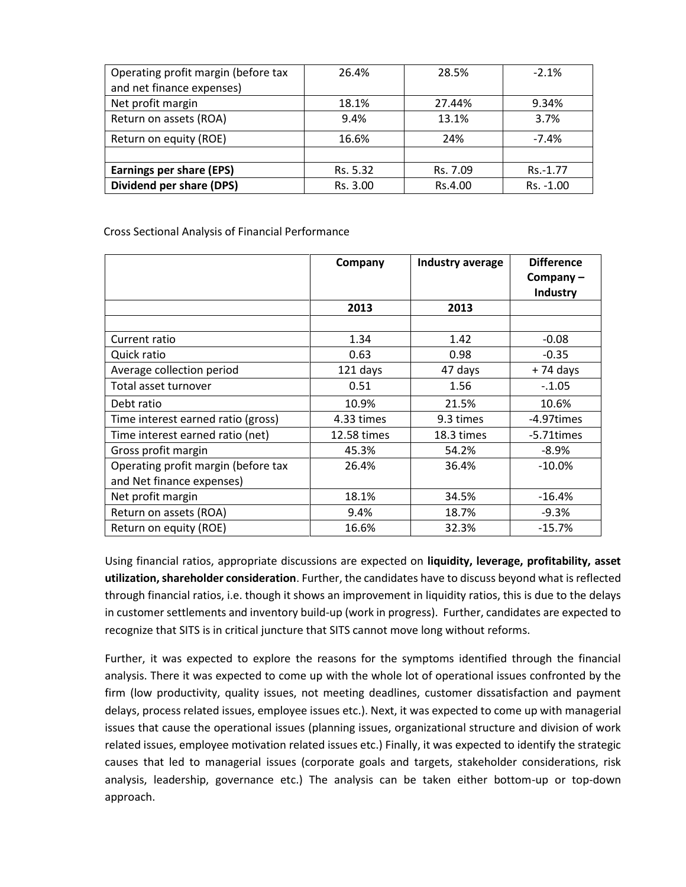| | | | |
|---|---|---|---|
| Operating profit margin (before tax and net finance expenses) | 26.4% | 28.5% | -2.1% |
| Net profit margin | 18.1% | 27.44% | 9.34% |
| Return on assets (ROA) | 9.4% | 13.1% | 3.7% |
| Return on equity (ROE) | 16.6% | 24% | -7.4% |
| | | | |
| **Earnings per share (EPS)** | Rs. 5.32 | Rs. 7.09 | Rs.-1.77 |
| **Dividend per share (DPS)** | Rs. 3.00 | Rs.4.00 | Rs. -1.00 |

Cross Sectional Analysis of Financial Performance

| | **Company** | **Industry average** | **Difference Company – Industry** |
|---|---|---|---|
| | **2013** | **2013** | |
| | | | |
| Current ratio | 1.34 | 1.42 | -0.08 |
| Quick ratio | 0.63 | 0.98 | -0.35 |
| Average collection period | 121 days | 47 days | + 74 days |
| Total asset turnover | 0.51 | 1.56 | -.1.05 |
| Debt ratio | 10.9% | 21.5% | 10.6% |
| Time interest earned ratio (gross) | 4.33 times | 9.3 times | -4.97times |
| Time interest earned ratio (net) | 12.58 times | 18.3 times | -5.71times |
| Gross profit margin | 45.3% | 54.2% | -8.9% |
| Operating profit margin (before tax and Net finance expenses) | 26.4% | 36.4% | -10.0% |
| Net profit margin | 18.1% | 34.5% | -16.4% |
| Return on assets (ROA) | 9.4% | 18.7% | -9.3% |
| Return on equity (ROE) | 16.6% | 32.3% | -15.7% |

Using financial ratios, appropriate discussions are expected on **liquidity, leverage, profitability, asset utilization, shareholder consideration**. Further, the candidates have to discuss beyond what is reflected through financial ratios, i.e. though it shows an improvement in liquidity ratios, this is due to the delays in customer settlements and inventory build-up (work in progress). Further, candidates are expected to recognize that SITS is in critical juncture that SITS cannot move long without reforms.

Further, it was expected to explore the reasons for the symptoms identified through the financial analysis. There it was expected to come up with the whole lot of operational issues confronted by the firm (low productivity, quality issues, not meeting deadlines, customer dissatisfaction and payment delays, process related issues, employee issues etc.). Next, it was expected to come up with managerial issues that cause the operational issues (planning issues, organizational structure and division of work related issues, employee motivation related issues etc.) Finally, it was expected to identify the strategic causes that led to managerial issues (corporate goals and targets, stakeholder considerations, risk analysis, leadership, governance etc.) The analysis can be taken either bottom-up or top-down approach.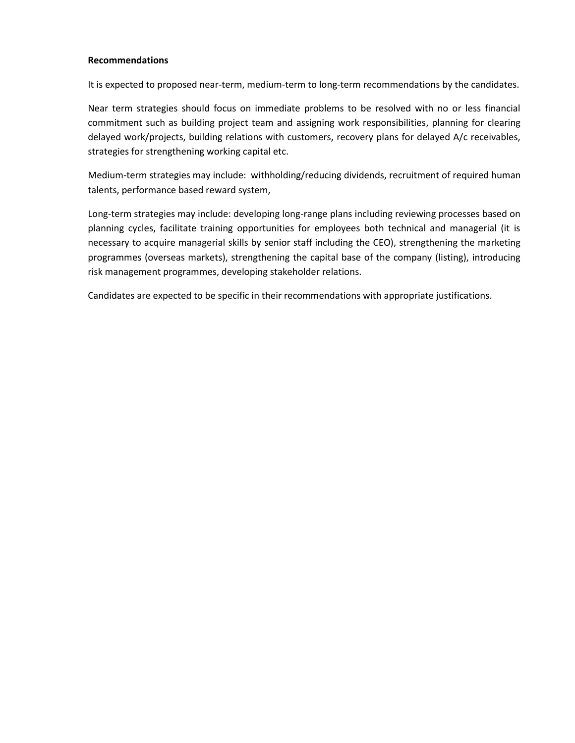**Recommendations**

It is expected to proposed near-term, medium-term to long-term recommendations by the candidates.

Near term strategies should focus on immediate problems to be resolved with no or less financial commitment such as building project team and assigning work responsibilities, planning for clearing delayed work/projects, building relations with customers, recovery plans for delayed A/c receivables, strategies for strengthening working capital etc.

Medium-term strategies may include: withholding/reducing dividends, recruitment of required human talents, performance based reward system,

Long-term strategies may include: developing long-range plans including reviewing processes based on planning cycles, facilitate training opportunities for employees both technical and managerial (it is necessary to acquire managerial skills by senior staff including the CEO), strengthening the marketing programmes (overseas markets), strengthening the capital base of the company (listing), introducing risk management programmes, developing stakeholder relations.

Candidates are expected to be specific in their recommendations with appropriate justifications.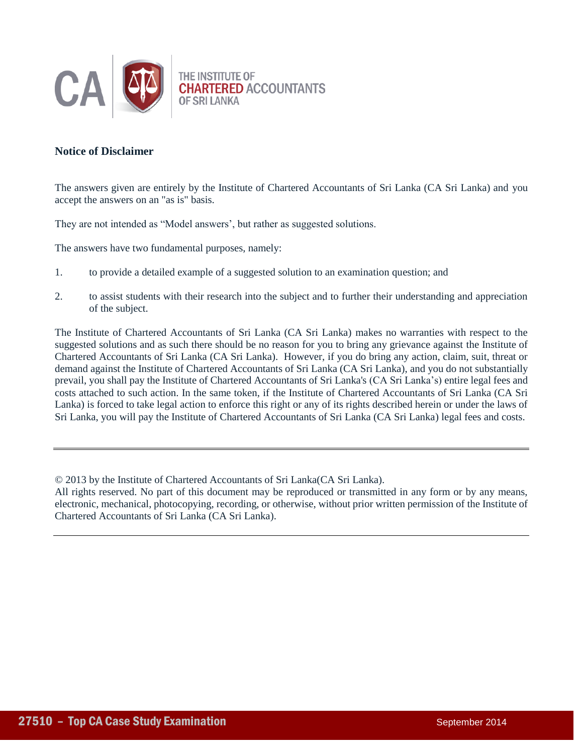THE INSTITUTE OF CHARTERED ACCOUNTANTS OF SRI LANKA

**Notice of Disclaimer**

The answers given are entirely by the Institute of Chartered Accountants of Sri Lanka (CA Sri Lanka) and you accept the answers on an "as is" basis.

They are not intended as "Model answers', but rather as suggested solutions.

The answers have two fundamental purposes, namely:

1. to provide a detailed example of a suggested solution to an examination question; and
2. to assist students with their research into the subject and to further their understanding and appreciation of the subject.

The Institute of Chartered Accountants of Sri Lanka (CA Sri Lanka) makes no warranties with respect to the suggested solutions and as such there should be no reason for you to bring any grievance against the Institute of Chartered Accountants of Sri Lanka (CA Sri Lanka). However, if you do bring any action, claim, suit, threat or demand against the Institute of Chartered Accountants of Sri Lanka (CA Sri Lanka), and you do not substantially prevail, you shall pay the Institute of Chartered Accountants of Sri Lanka's (CA Sri Lanka's) entire legal fees and costs attached to such action. In the same token, if the Institute of Chartered Accountants of Sri Lanka (CA Sri Lanka) is forced to take legal action to enforce this right or any of its rights described herein or under the laws of Sri Lanka, you will pay the Institute of Chartered Accountants of Sri Lanka (CA Sri Lanka) legal fees and costs.

---

© 2013 by the Institute of Chartered Accountants of Sri Lanka(CA Sri Lanka).
All rights reserved. No part of this document may be reproduced or transmitted in any form or by any means, electronic, mechanical, photocopying, recording, or otherwise, without prior written permission of the Institute of Chartered Accountants of Sri Lanka (CA Sri Lanka).

---